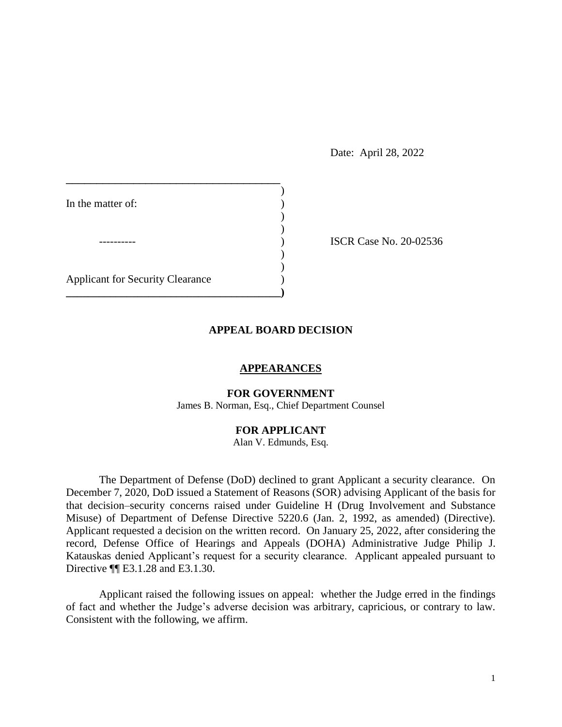Date: April 28, 2022

In the matter of:

----------

Applicant for Security Clearance

ISCR Case No. 20-02536

## APPEAL BOARD DECISION

### APPEARANCES

**FOR GOVERNMENT**

James B. Norman, Esq., Chief Department Counsel

**FOR APPLICANT**

Alan V. Edmunds, Esq.

The Department of Defense (DoD) declined to grant Applicant a security clearance. On December 7, 2020, DoD issued a Statement of Reasons (SOR) advising Applicant of the basis for that decision–security concerns raised under Guideline H (Drug Involvement and Substance Misuse) of Department of Defense Directive 5220.6 (Jan. 2, 1992, as amended) (Directive). Applicant requested a decision on the written record. On January 25, 2022, after considering the record, Defense Office of Hearings and Appeals (DOHA) Administrative Judge Philip J. Katauskas denied Applicant's request for a security clearance. Applicant appealed pursuant to Directive ¶¶ E3.1.28 and E3.1.30.

Applicant raised the following issues on appeal: whether the Judge erred in the findings of fact and whether the Judge's adverse decision was arbitrary, capricious, or contrary to law. Consistent with the following, we affirm.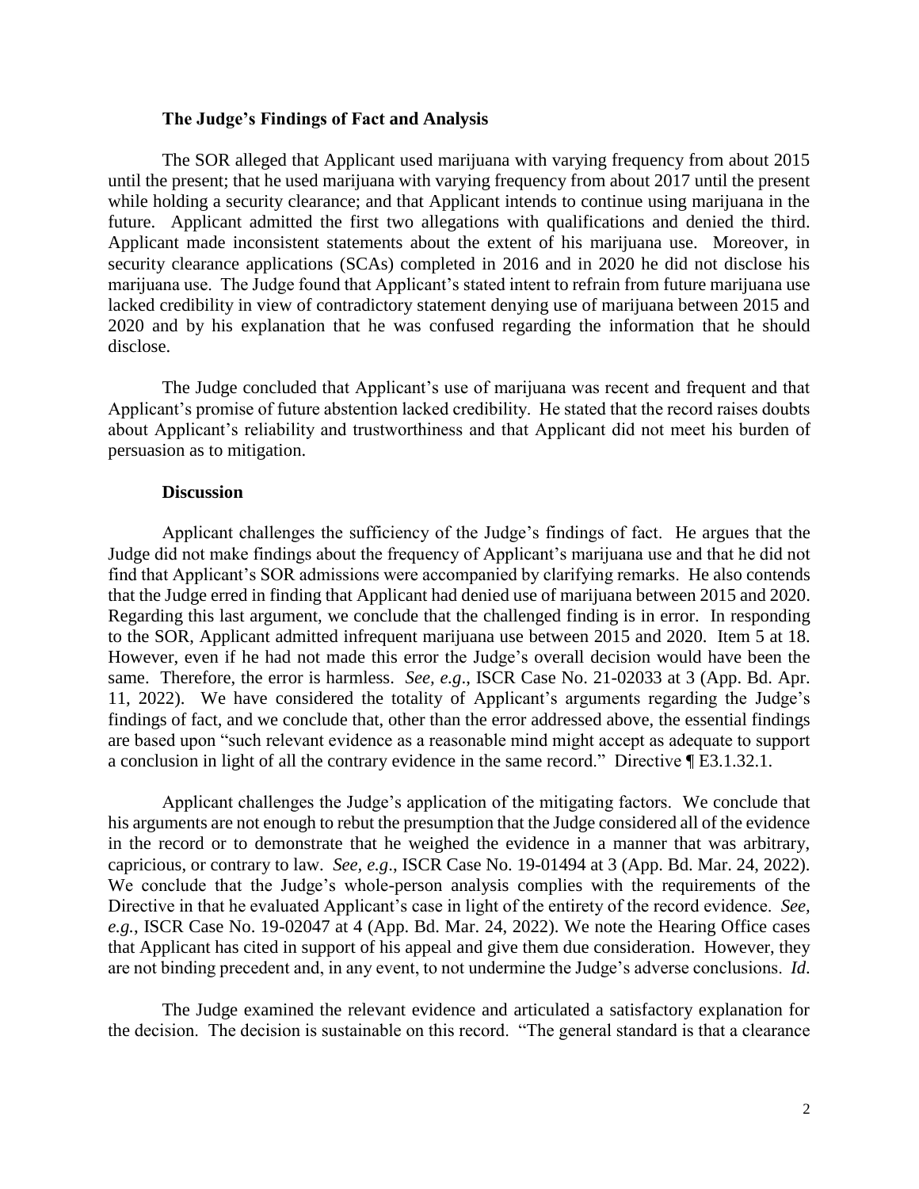### The Judge's Findings of Fact and Analysis

The SOR alleged that Applicant used marijuana with varying frequency from about 2015 until the present; that he used marijuana with varying frequency from about 2017 until the present while holding a security clearance; and that Applicant intends to continue using marijuana in the future. Applicant admitted the first two allegations with qualifications and denied the third. Applicant made inconsistent statements about the extent of his marijuana use. Moreover, in security clearance applications (SCAs) completed in 2016 and in 2020 he did not disclose his marijuana use. The Judge found that Applicant's stated intent to refrain from future marijuana use lacked credibility in view of contradictory statement denying use of marijuana between 2015 and 2020 and by his explanation that he was confused regarding the information that he should disclose.

The Judge concluded that Applicant's use of marijuana was recent and frequent and that Applicant's promise of future abstention lacked credibility. He stated that the record raises doubts about Applicant's reliability and trustworthiness and that Applicant did not meet his burden of persuasion as to mitigation.

### Discussion

Applicant challenges the sufficiency of the Judge's findings of fact. He argues that the Judge did not make findings about the frequency of Applicant's marijuana use and that he did not find that Applicant's SOR admissions were accompanied by clarifying remarks. He also contends that the Judge erred in finding that Applicant had denied use of marijuana between 2015 and 2020. Regarding this last argument, we conclude that the challenged finding is in error. In responding to the SOR, Applicant admitted infrequent marijuana use between 2015 and 2020. Item 5 at 18. However, even if he had not made this error the Judge's overall decision would have been the same. Therefore, the error is harmless. *See, e.g*., ISCR Case No. 21-02033 at 3 (App. Bd. Apr. 11, 2022). We have considered the totality of Applicant's arguments regarding the Judge's findings of fact, and we conclude that, other than the error addressed above, the essential findings are based upon "such relevant evidence as a reasonable mind might accept as adequate to support a conclusion in light of all the contrary evidence in the same record." Directive ¶ E3.1.32.1.

Applicant challenges the Judge's application of the mitigating factors. We conclude that his arguments are not enough to rebut the presumption that the Judge considered all of the evidence in the record or to demonstrate that he weighed the evidence in a manner that was arbitrary, capricious, or contrary to law. *See, e.g*., ISCR Case No. 19-01494 at 3 (App. Bd. Mar. 24, 2022). We conclude that the Judge's whole-person analysis complies with the requirements of the Directive in that he evaluated Applicant's case in light of the entirety of the record evidence. *See, e.g.*, ISCR Case No. 19-02047 at 4 (App. Bd. Mar. 24, 2022). We note the Hearing Office cases that Applicant has cited in support of his appeal and give them due consideration. However, they are not binding precedent and, in any event, to not undermine the Judge's adverse conclusions. *Id*.

The Judge examined the relevant evidence and articulated a satisfactory explanation for the decision. The decision is sustainable on this record. "The general standard is that a clearance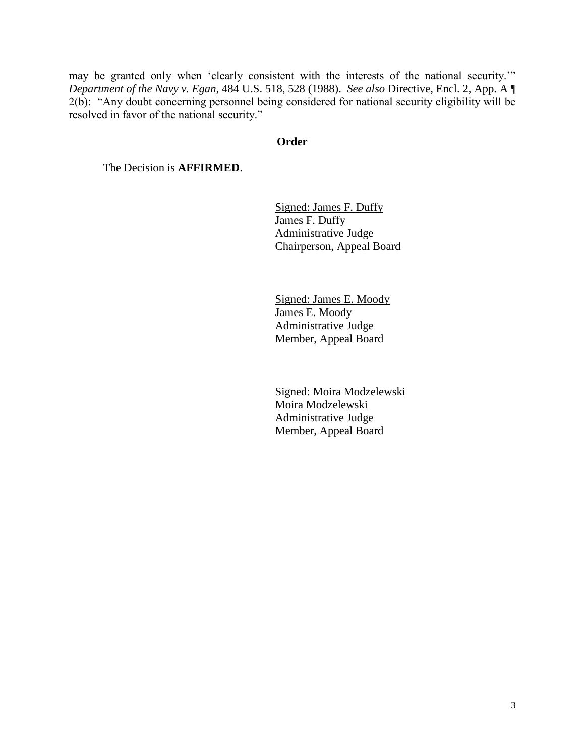may be granted only when 'clearly consistent with the interests of the national security.'" *Department of the Navy v. Egan*, 484 U.S. 518, 528 (1988). *See also* Directive, Encl. 2, App. A ¶ 2(b): "Any doubt concerning personnel being considered for national security eligibility will be resolved in favor of the national security."

## Order

The Decision is **AFFIRMED**.

Signed: James F. Duffy
James F. Duffy
Administrative Judge
Chairperson, Appeal Board

Signed: James E. Moody
James E. Moody
Administrative Judge
Member, Appeal Board

Signed: Moira Modzelewski
Moira Modzelewski
Administrative Judge
Member, Appeal Board